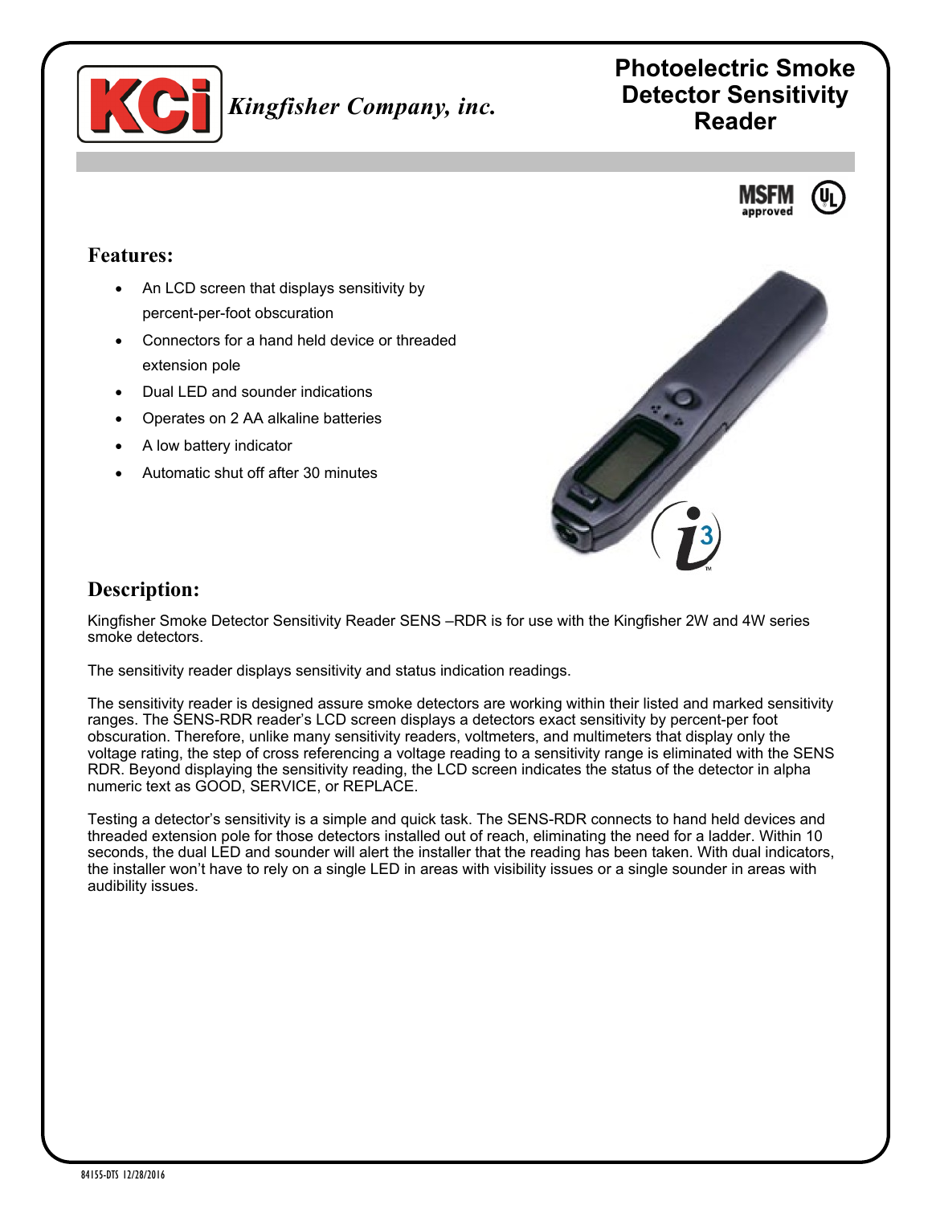*Kingfisher Company, inc.*

# Photoelectric Smoke Detector Sensitivity Reader

MSFM approved

## Features:

- An LCD screen that displays sensitivity by percent-per-foot obscuration
- Connectors for a hand held device or threaded extension pole
- Dual LED and sounder indications
- Operates on 2 AA alkaline batteries
- A low battery indicator
- Automatic shut off after 30 minutes

## Description:

Kingfisher Smoke Detector Sensitivity Reader SENS –RDR is for use with the Kingfisher 2W and 4W series smoke detectors.

The sensitivity reader displays sensitivity and status indication readings.

The sensitivity reader is designed assure smoke detectors are working within their listed and marked sensitivity ranges. The SENS-RDR reader's LCD screen displays a detectors exact sensitivity by percent-per foot obscuration. Therefore, unlike many sensitivity readers, voltmeters, and multimeters that display only the voltage rating, the step of cross referencing a voltage reading to a sensitivity range is eliminated with the SENS RDR. Beyond displaying the sensitivity reading, the LCD screen indicates the status of the detector in alpha numeric text as GOOD, SERVICE, or REPLACE.

Testing a detector's sensitivity is a simple and quick task. The SENS-RDR connects to hand held devices and threaded extension pole for those detectors installed out of reach, eliminating the need for a ladder. Within 10 seconds, the dual LED and sounder will alert the installer that the reading has been taken. With dual indicators, the installer won't have to rely on a single LED in areas with visibility issues or a single sounder in areas with audibility issues.

84155-DTS 12/28/2016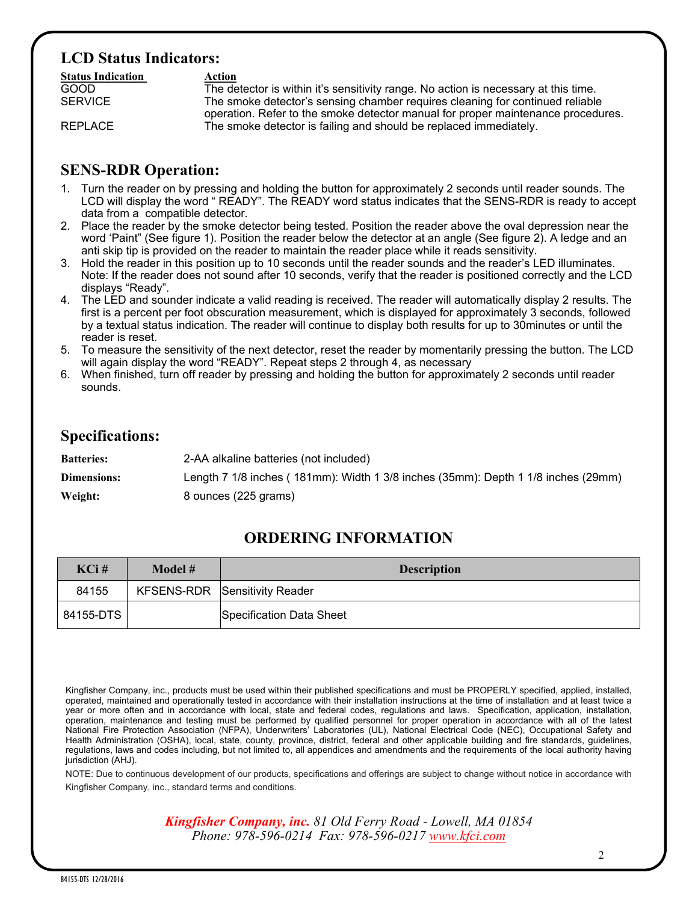## LCD Status Indicators:

| Status Indication | Action |
|---|---|
| GOOD | The detector is within it's sensitivity range. No action is necessary at this time. |
| SERVICE | The smoke detector's sensing chamber requires cleaning for continued reliable operation. Refer to the smoke detector manual for proper maintenance procedures. |
| REPLACE | The smoke detector is failing and should be replaced immediately. |

## SENS-RDR Operation:

1. Turn the reader on by pressing and holding the button for approximately 2 seconds until reader sounds. The LCD will display the word " READY". The READY word status indicates that the SENS-RDR is ready to accept data from a compatible detector.
2. Place the reader by the smoke detector being tested. Position the reader above the oval depression near the word 'Paint" (See figure 1). Position the reader below the detector at an angle (See figure 2). A ledge and an anti skip tip is provided on the reader to maintain the reader place while it reads sensitivity.
3. Hold the reader in this position up to 10 seconds until the reader sounds and the reader's LED illuminates. Note: If the reader does not sound after 10 seconds, verify that the reader is positioned correctly and the LCD displays "Ready".
4. The LED and sounder indicate a valid reading is received. The reader will automatically display 2 results. The first is a percent per foot obscuration measurement, which is displayed for approximately 3 seconds, followed by a textual status indication. The reader will continue to display both results for up to 30minutes or until the reader is reset.
5. To measure the sensitivity of the next detector, reset the reader by momentarily pressing the button. The LCD will again display the word "READY". Repeat steps 2 through 4, as necessary
6. When finished, turn off reader by pressing and holding the button for approximately 2 seconds until reader sounds.

## Specifications:

**Batteries:** 2-AA alkaline batteries (not included)

**Dimensions:** Length 7 1/8 inches ( 181mm): Width 1 3/8 inches (35mm): Depth 1 1/8 inches (29mm)

**Weight:** 8 ounces (225 grams)

## ORDERING INFORMATION

| KCi # | Model # | Description |
|---|---|---|
| 84155 | KFSENS-RDR | Sensitivity Reader |
| 84155-DTS | | Specification Data Sheet |

Kingfisher Company, inc., products must be used within their published specifications and must be PROPERLY specified, applied, installed, operated, maintained and operationally tested in accordance with their installation instructions at the time of installation and at least twice a year or more often and in accordance with local, state and federal codes, regulations and laws. Specification, application, installation, operation, maintenance and testing must be performed by qualified personnel for proper operation in accordance with all of the latest National Fire Protection Association (NFPA), Underwriters' Laboratories (UL), National Electrical Code (NEC), Occupational Safety and Health Administration (OSHA), local, state, county, province, district, federal and other applicable building and fire standards, guidelines, regulations, laws and codes including, but not limited to, all appendices and amendments and the requirements of the local authority having jurisdiction (AHJ).

NOTE: Due to continuous development of our products, specifications and offerings are subject to change without notice in accordance with Kingfisher Company, inc., standard terms and conditions.

***Kingfisher Company, inc.*** *81 Old Ferry Road - Lowell, MA 01854*
*Phone: 978-596-0214 Fax: 978-596-0217 www.kfci.com*

84155-DTS 12/28/2016